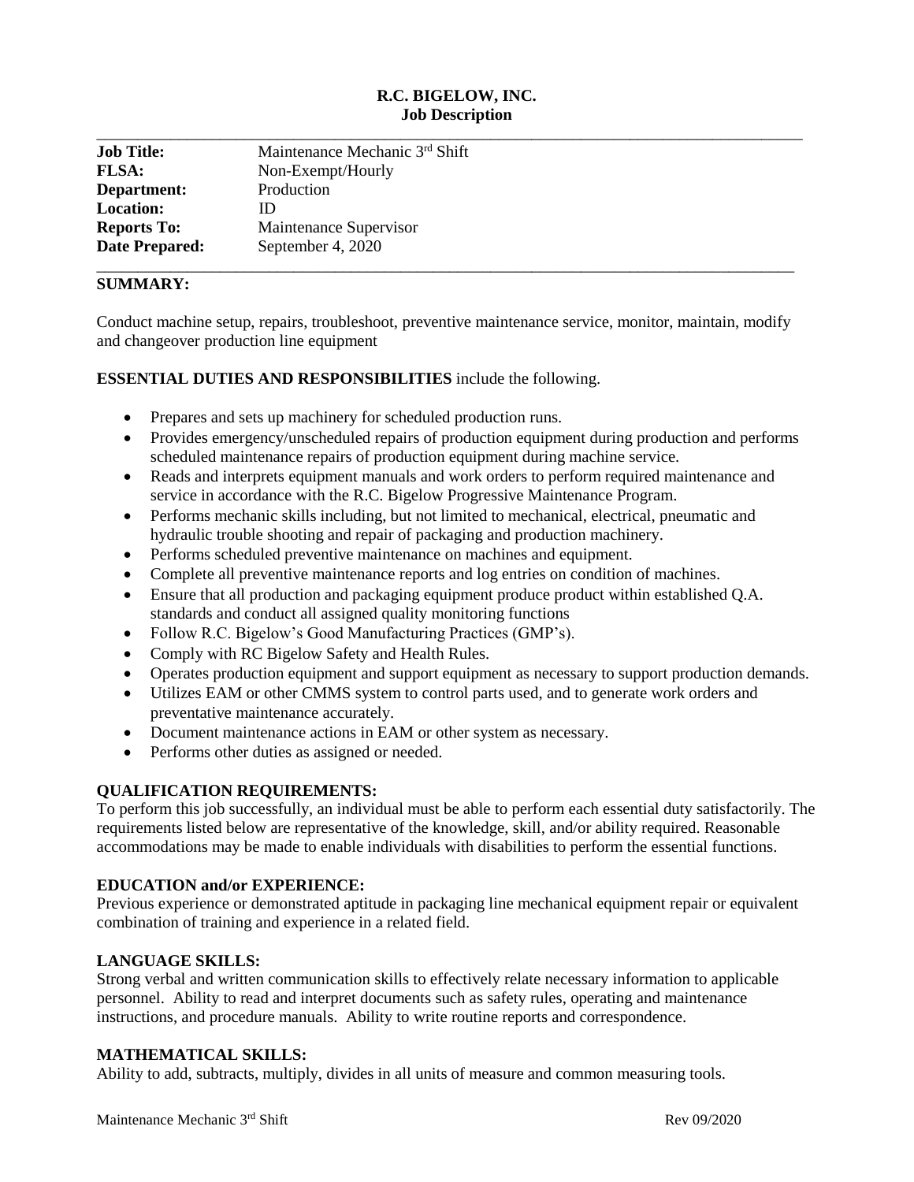# R.C. BIGELOW, INC.
## Job Description

| | |
|---|---|
| **Job Title:** | Maintenance Mechanic 3rd Shift |
| **FLSA:** | Non-Exempt/Hourly |
| **Department:** | Production |
| **Location:** | ID |
| **Reports To:** | Maintenance Supervisor |
| **Date Prepared:** | September 4, 2020 |

### SUMMARY:

Conduct machine setup, repairs, troubleshoot, preventive maintenance service, monitor, maintain, modify and changeover production line equipment

**ESSENTIAL DUTIES AND RESPONSIBILITIES** include the following.

- Prepares and sets up machinery for scheduled production runs.
- Provides emergency/unscheduled repairs of production equipment during production and performs scheduled maintenance repairs of production equipment during machine service.
- Reads and interprets equipment manuals and work orders to perform required maintenance and service in accordance with the R.C. Bigelow Progressive Maintenance Program.
- Performs mechanic skills including, but not limited to mechanical, electrical, pneumatic and hydraulic trouble shooting and repair of packaging and production machinery.
- Performs scheduled preventive maintenance on machines and equipment.
- Complete all preventive maintenance reports and log entries on condition of machines.
- Ensure that all production and packaging equipment produce product within established Q.A. standards and conduct all assigned quality monitoring functions
- Follow R.C. Bigelow's Good Manufacturing Practices (GMP's).
- Comply with RC Bigelow Safety and Health Rules.
- Operates production equipment and support equipment as necessary to support production demands.
- Utilizes EAM or other CMMS system to control parts used, and to generate work orders and preventative maintenance accurately.
- Document maintenance actions in EAM or other system as necessary.
- Performs other duties as assigned or needed.

### QUALIFICATION REQUIREMENTS:

To perform this job successfully, an individual must be able to perform each essential duty satisfactorily. The requirements listed below are representative of the knowledge, skill, and/or ability required. Reasonable accommodations may be made to enable individuals with disabilities to perform the essential functions.

### EDUCATION and/or EXPERIENCE:

Previous experience or demonstrated aptitude in packaging line mechanical equipment repair or equivalent combination of training and experience in a related field.

### LANGUAGE SKILLS:

Strong verbal and written communication skills to effectively relate necessary information to applicable personnel. Ability to read and interpret documents such as safety rules, operating and maintenance instructions, and procedure manuals. Ability to write routine reports and correspondence.

### MATHEMATICAL SKILLS:

Ability to add, subtracts, multiply, divides in all units of measure and common measuring tools.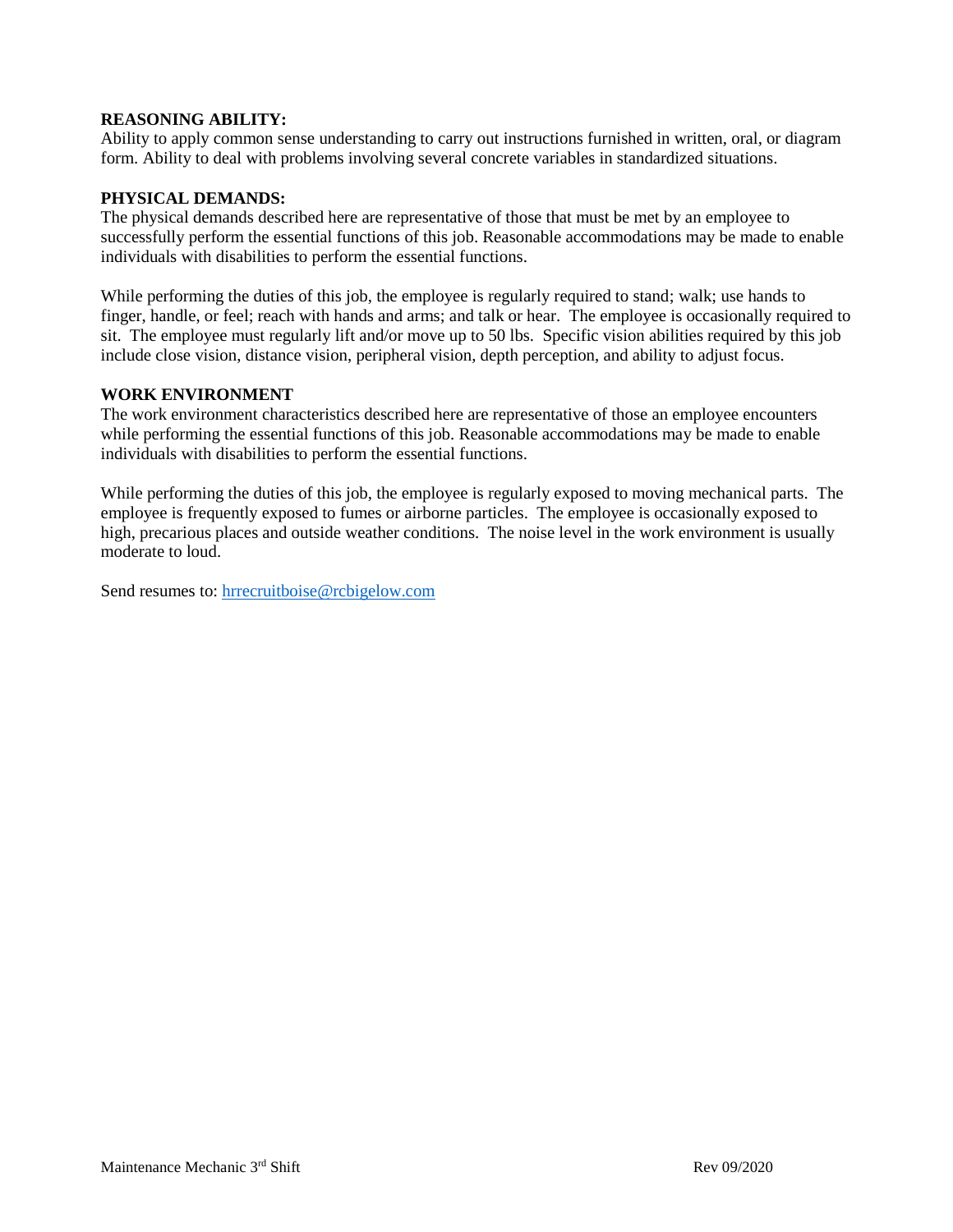**REASONING ABILITY:**
Ability to apply common sense understanding to carry out instructions furnished in written, oral, or diagram form. Ability to deal with problems involving several concrete variables in standardized situations.

**PHYSICAL DEMANDS:**
The physical demands described here are representative of those that must be met by an employee to successfully perform the essential functions of this job. Reasonable accommodations may be made to enable individuals with disabilities to perform the essential functions.

While performing the duties of this job, the employee is regularly required to stand; walk; use hands to finger, handle, or feel; reach with hands and arms; and talk or hear. The employee is occasionally required to sit. The employee must regularly lift and/or move up to 50 lbs. Specific vision abilities required by this job include close vision, distance vision, peripheral vision, depth perception, and ability to adjust focus.

**WORK ENVIRONMENT**
The work environment characteristics described here are representative of those an employee encounters while performing the essential functions of this job. Reasonable accommodations may be made to enable individuals with disabilities to perform the essential functions.

While performing the duties of this job, the employee is regularly exposed to moving mechanical parts. The employee is frequently exposed to fumes or airborne particles. The employee is occasionally exposed to high, precarious places and outside weather conditions. The noise level in the work environment is usually moderate to loud.

Send resumes to: hrrecruitboise@rcbigelow.com